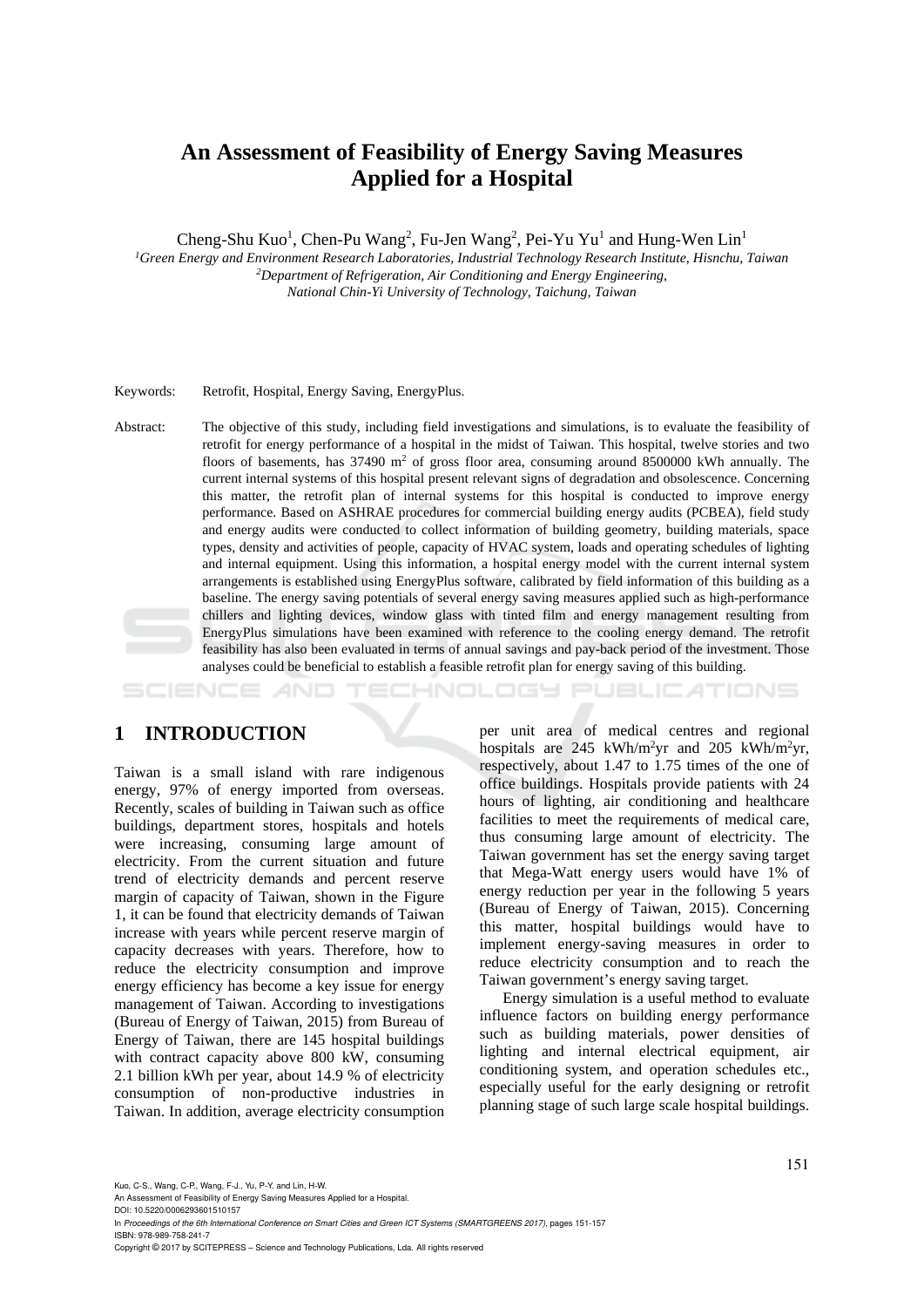# An Assessment of Feasibility of Energy Saving Measures Applied for a Hospital

Cheng-Shu Kuo[1], Chen-Pu Wang[2], Fu-Jen Wang[2], Pei-Yu Yu[1] and Hung-Wen Lin[1]

[1]*Green Energy and Environment Research Laboratories, Industrial Technology Research Institute, Hisnchu, Taiwan*
[2]*Department of Refrigeration, Air Conditioning and Energy Engineering, National Chin-Yi University of Technology, Taichung, Taiwan*

Keywords: Retrofit, Hospital, Energy Saving, EnergyPlus.

Abstract: The objective of this study, including field investigations and simulations, is to evaluate the feasibility of retrofit for energy performance of a hospital in the midst of Taiwan. This hospital, twelve stories and two floors of basements, has 37490 m$^2$ of gross floor area, consuming around 8500000 kWh annually. The current internal systems of this hospital present relevant signs of degradation and obsolescence. Concerning this matter, the retrofit plan of internal systems for this hospital is conducted to improve energy performance. Based on ASHRAE procedures for commercial building energy audits (PCBEA), field study and energy audits were conducted to collect information of building geometry, building materials, space types, density and activities of people, capacity of HVAC system, loads and operating schedules of lighting and internal equipment. Using this information, a hospital energy model with the current internal system arrangements is established using EnergyPlus software, calibrated by field information of this building as a baseline. The energy saving potentials of several energy saving measures applied such as high-performance chillers and lighting devices, window glass with tinted film and energy management resulting from EnergyPlus simulations have been examined with reference to the cooling energy demand. The retrofit feasibility has also been evaluated in terms of annual savings and pay-back period of the investment. Those analyses could be beneficial to establish a feasible retrofit plan for energy saving of this building.

## 1 INTRODUCTION

Taiwan is a small island with rare indigenous energy, 97% of energy imported from overseas. Recently, scales of building in Taiwan such as office buildings, department stores, hospitals and hotels were increasing, consuming large amount of electricity. From the current situation and future trend of electricity demands and percent reserve margin of capacity of Taiwan, shown in the Figure 1, it can be found that electricity demands of Taiwan increase with years while percent reserve margin of capacity decreases with years. Therefore, how to reduce the electricity consumption and improve energy efficiency has become a key issue for energy management of Taiwan. According to investigations (Bureau of Energy of Taiwan, 2015) from Bureau of Energy of Taiwan, there are 145 hospital buildings with contract capacity above 800 kW, consuming 2.1 billion kWh per year, about 14.9 % of electricity consumption of non-productive industries in Taiwan. In addition, average electricity consumption per unit area of medical centres and regional hospitals are 245 kWh/m$^2$yr and 205 kWh/m$^2$yr, respectively, about 1.47 to 1.75 times of the one of office buildings. Hospitals provide patients with 24 hours of lighting, air conditioning and healthcare facilities to meet the requirements of medical care, thus consuming large amount of electricity. The Taiwan government has set the energy saving target that Mega-Watt energy users would have 1% of energy reduction per year in the following 5 years (Bureau of Energy of Taiwan, 2015). Concerning this matter, hospital buildings would have to implement energy-saving measures in order to reduce electricity consumption and to reach the Taiwan government's energy saving target.

Energy simulation is a useful method to evaluate influence factors on building energy performance such as building materials, power densities of lighting and internal electrical equipment, air conditioning system, and operation schedules etc., especially useful for the early designing or retrofit planning stage of such large scale hospital buildings.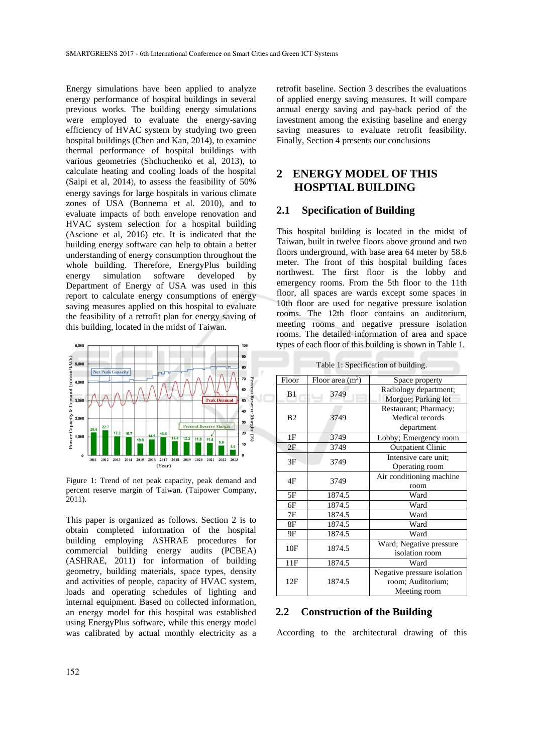Energy simulations have been applied to analyze energy performance of hospital buildings in several previous works. The building energy simulations were employed to evaluate the energy-saving efficiency of HVAC system by studying two green hospital buildings (Chen and Kan, 2014), to examine thermal performance of hospital buildings with various geometries (Shchuchenko et al, 2013), to calculate heating and cooling loads of the hospital (Saipi et al, 2014), to assess the feasibility of 50% energy savings for large hospitals in various climate zones of USA (Bonnema et al. 2010), and to evaluate impacts of both envelope renovation and HVAC system selection for a hospital building (Ascione et al, 2016) etc. It is indicated that the building energy software can help to obtain a better understanding of energy consumption throughout the whole building. Therefore, EnergyPlus building energy simulation software developed by Department of Energy of USA was used in this report to calculate energy consumptions of energy saving measures applied on this hospital to evaluate the feasibility of a retrofit plan for energy saving of this building, located in the midst of Taiwan.

Figure 1: Trend of net peak capacity, peak demand and percent reserve margin of Taiwan. (Taipower Company, 2011).

This paper is organized as follows. Section 2 is to obtain completed information of the hospital building employing ASHRAE procedures for commercial building energy audits (PCBEA) (ASHRAE, 2011) for information of building geometry, building materials, space types, density and activities of people, capacity of HVAC system, loads and operating schedules of lighting and internal equipment. Based on collected information, an energy model for this hospital was established using EnergyPlus software, while this energy model was calibrated by actual monthly electricity as a retrofit baseline. Section 3 describes the evaluations of applied energy saving measures. It will compare annual energy saving and pay-back period of the investment among the existing baseline and energy saving measures to evaluate retrofit feasibility. Finally, Section 4 presents our conclusions

## 2 ENERGY MODEL OF THIS HOSPTIAL BUILDING

### 2.1 Specification of Building

This hospital building is located in the midst of Taiwan, built in twelve floors above ground and two floors underground, with base area 64 meter by 58.6 meter. The front of this hospital building faces northwest. The first floor is the lobby and emergency rooms. From the 5th floor to the 11th floor, all spaces are wards except some spaces in 10th floor are used for negative pressure isolation rooms. The 12th floor contains an auditorium, meeting rooms and negative pressure isolation rooms. The detailed information of area and space types of each floor of this building is shown in Table 1.

Table 1: Specification of building.

| Floor | Floor area ($m^2$) | Space property |
|---|---|---|
| B1 | 3749 | Radiology department; Morgue; Parking lot |
| B2 | 3749 | Restaurant; Pharmacy; Medical records department |
| 1F | 3749 | Lobby; Emergency room |
| 2F | 3749 | Outpatient Clinic |
| 3F | 3749 | Intensive care unit; Operating room |
| 4F | 3749 | Air conditioning machine room |
| 5F | 1874.5 | Ward |
| 6F | 1874.5 | Ward |
| 7F | 1874.5 | Ward |
| 8F | 1874.5 | Ward |
| 9F | 1874.5 | Ward |
| 10F | 1874.5 | Ward; Negative pressure isolation room |
| 11F | 1874.5 | Ward |
| 12F | 1874.5 | Negative pressure isolation room; Auditorium; Meeting room |

### 2.2 Construction of the Building

According to the architectural drawing of this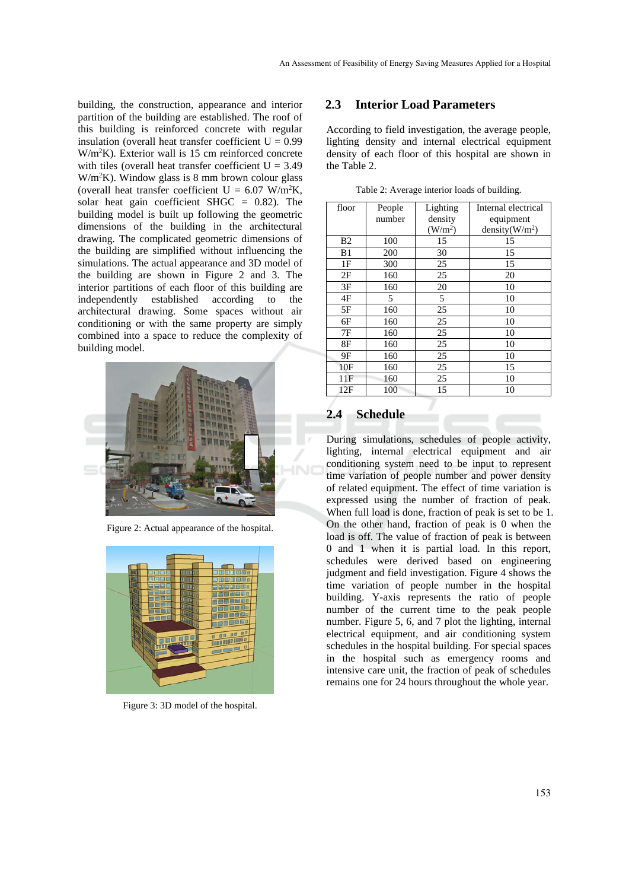building, the construction, appearance and interior partition of the building are established. The roof of this building is reinforced concrete with regular insulation (overall heat transfer coefficient U = 0.99 W/m$^2$K). Exterior wall is 15 cm reinforced concrete with tiles (overall heat transfer coefficient U = 3.49 W/m$^2$K). Window glass is 8 mm brown colour glass (overall heat transfer coefficient U = 6.07 W/m$^2$K, solar heat gain coefficient SHGC = 0.82). The building model is built up following the geometric dimensions of the building in the architectural drawing. The complicated geometric dimensions of the building are simplified without influencing the simulations. The actual appearance and 3D model of the building are shown in Figure 2 and 3. The interior partitions of each floor of this building are independently established according to the architectural drawing. Some spaces without air conditioning or with the same property are simply combined into a space to reduce the complexity of building model.

Figure 2: Actual appearance of the hospital.

Figure 3: 3D model of the hospital.

## 2.3 Interior Load Parameters

According to field investigation, the average people, lighting density and internal electrical equipment density of each floor of this hospital are shown in the Table 2.

Table 2: Average interior loads of building.

| floor | People number | Lighting density (W/m$^2$) | Internal electrical equipment density(W/m$^2$) |
|---|---|---|---|
| B2 | 100 | 15 | 15 |
| B1 | 200 | 30 | 15 |
| 1F | 300 | 25 | 15 |
| 2F | 160 | 25 | 20 |
| 3F | 160 | 20 | 10 |
| 4F | 5 | 5 | 10 |
| 5F | 160 | 25 | 10 |
| 6F | 160 | 25 | 10 |
| 7F | 160 | 25 | 10 |
| 8F | 160 | 25 | 10 |
| 9F | 160 | 25 | 10 |
| 10F | 160 | 25 | 15 |
| 11F | 160 | 25 | 10 |
| 12F | 100 | 15 | 10 |

## 2.4 Schedule

During simulations, schedules of people activity, lighting, internal electrical equipment and air conditioning system need to be input to represent time variation of people number and power density of related equipment. The effect of time variation is expressed using the number of fraction of peak. When full load is done, fraction of peak is set to be 1. On the other hand, fraction of peak is 0 when the load is off. The value of fraction of peak is between 0 and 1 when it is partial load. In this report, schedules were derived based on engineering judgment and field investigation. Figure 4 shows the time variation of people number in the hospital building. Y-axis represents the ratio of people number of the current time to the peak people number. Figure 5, 6, and 7 plot the lighting, internal electrical equipment, and air conditioning system schedules in the hospital building. For special spaces in the hospital such as emergency rooms and intensive care unit, the fraction of peak of schedules remains one for 24 hours throughout the whole year.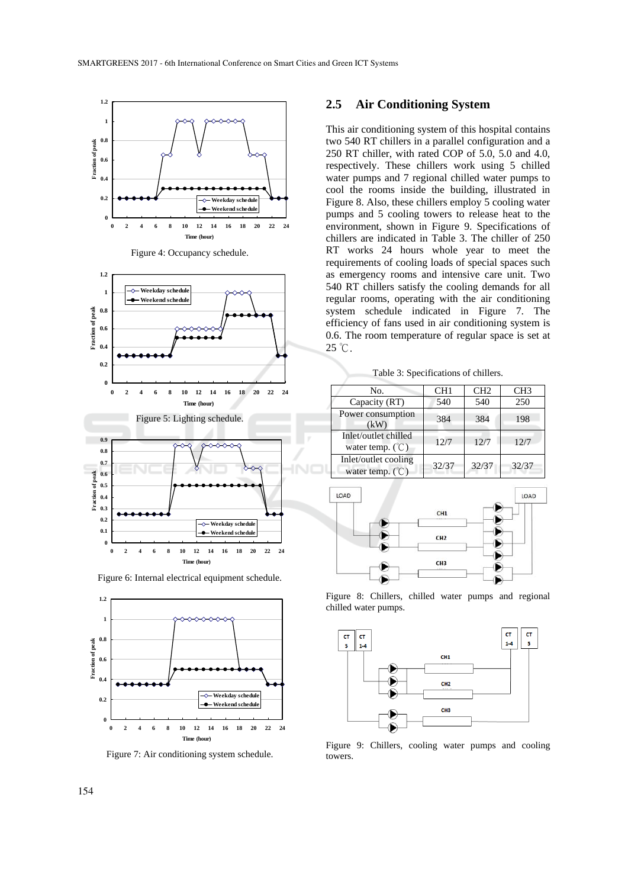Figure 4: Occupancy schedule.

Figure 5: Lighting schedule.

Figure 6: Internal electrical equipment schedule.

Figure 7: Air conditioning system schedule.

## 2.5 Air Conditioning System

This air conditioning system of this hospital contains two 540 RT chillers in a parallel configuration and a 250 RT chiller, with rated COP of 5.0, 5.0 and 4.0, respectively. These chillers work using 5 chilled water pumps and 7 regional chilled water pumps to cool the rooms inside the building, illustrated in Figure 8. Also, these chillers employ 5 cooling water pumps and 5 cooling towers to release heat to the environment, shown in Figure 9. Specifications of chillers are indicated in Table 3. The chiller of 250 RT works 24 hours whole year to meet the requirements of cooling loads of special spaces such as emergency rooms and intensive care unit. Two 540 RT chillers satisfy the cooling demands for all regular rooms, operating with the air conditioning system schedule indicated in Figure 7. The efficiency of fans used in air conditioning system is 0.6. The room temperature of regular space is set at 25 ℃.

Table 3: Specifications of chillers.

| No. | CH1 | CH2 | CH3 |
|---|---|---|---|
| Capacity (RT) | 540 | 540 | 250 |
| Power consumption (kW) | 384 | 384 | 198 |
| Inlet/outlet chilled water temp. (℃) | 12/7 | 12/7 | 12/7 |
| Inlet/outlet cooling water temp. (℃) | 32/37 | 32/37 | 32/37 |

Figure 8: Chillers, chilled water pumps and regional chilled water pumps.

Figure 9: Chillers, cooling water pumps and cooling towers.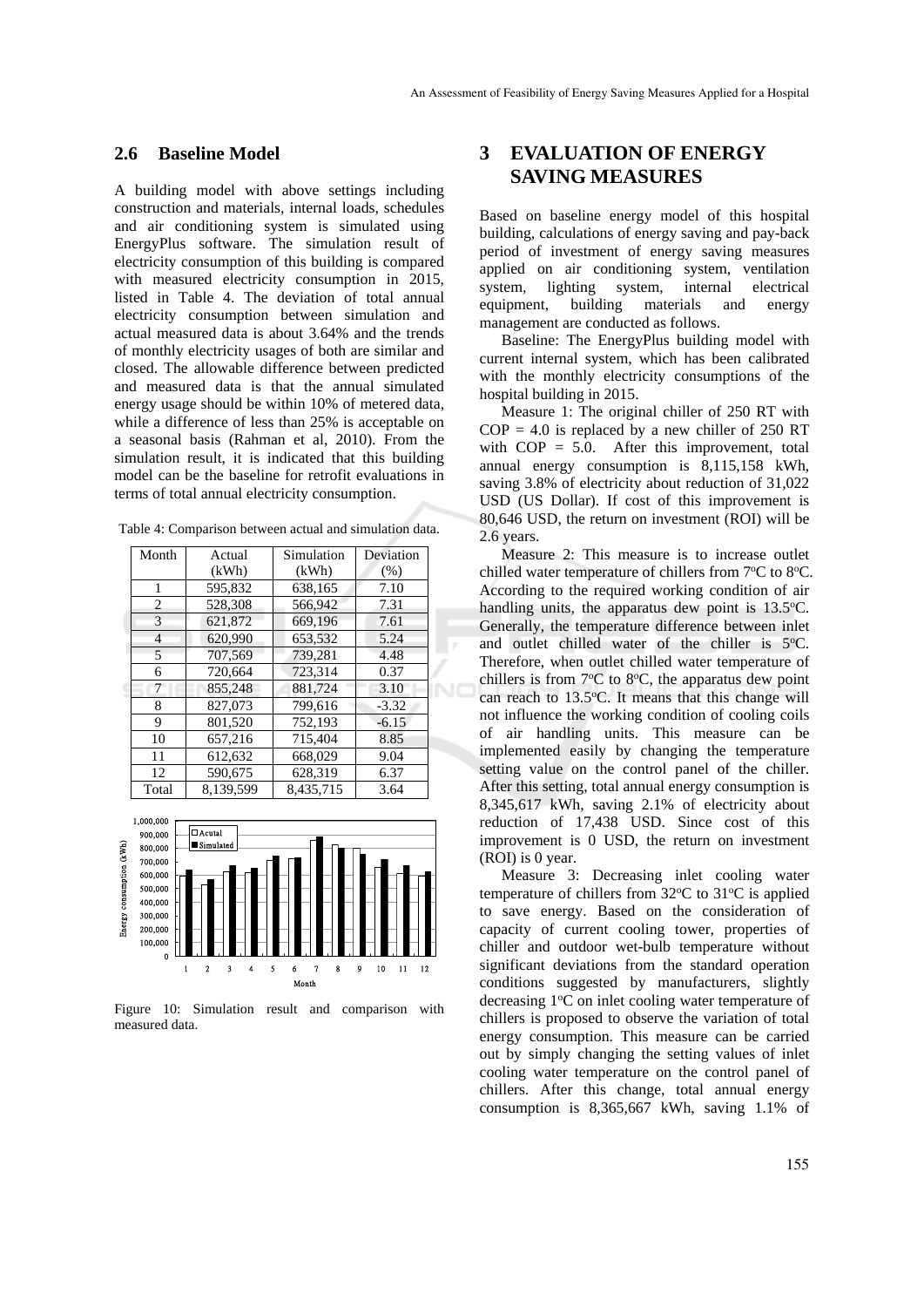### 2.6 Baseline Model

A building model with above settings including construction and materials, internal loads, schedules and air conditioning system is simulated using EnergyPlus software. The simulation result of electricity consumption of this building is compared with measured electricity consumption in 2015, listed in Table 4. The deviation of total annual electricity consumption between simulation and actual measured data is about 3.64% and the trends of monthly electricity usages of both are similar and closed. The allowable difference between predicted and measured data is that the annual simulated energy usage should be within 10% of metered data, while a difference of less than 25% is acceptable on a seasonal basis (Rahman et al, 2010). From the simulation result, it is indicated that this building model can be the baseline for retrofit evaluations in terms of total annual electricity consumption.

Table 4: Comparison between actual and simulation data.

| Month | Actual (kWh) | Simulation (kWh) | Deviation (%) |
|---|---|---|---|
| 1 | 595,832 | 638,165 | 7.10 |
| 2 | 528,308 | 566,942 | 7.31 |
| 3 | 621,872 | 669,196 | 7.61 |
| 4 | 620,990 | 653,532 | 5.24 |
| 5 | 707,569 | 739,281 | 4.48 |
| 6 | 720,664 | 723,314 | 0.37 |
| 7 | 855,248 | 881,724 | 3.10 |
| 8 | 827,073 | 799,616 | -3.32 |
| 9 | 801,520 | 752,193 | -6.15 |
| 10 | 657,216 | 715,404 | 8.85 |
| 11 | 612,632 | 668,029 | 9.04 |
| 12 | 590,675 | 628,319 | 6.37 |
| Total | 8,139,599 | 8,435,715 | 3.64 |

Figure 10: Simulation result and comparison with measured data.

## 3 EVALUATION OF ENERGY SAVING MEASURES

Based on baseline energy model of this hospital building, calculations of energy saving and pay-back period of investment of energy saving measures applied on air conditioning system, ventilation system, lighting system, internal electrical equipment, building materials and energy management are conducted as follows.

Baseline: The EnergyPlus building model with current internal system, which has been calibrated with the monthly electricity consumptions of the hospital building in 2015.

Measure 1: The original chiller of 250 RT with COP = 4.0 is replaced by a new chiller of 250 RT with COP = 5.0. After this improvement, total annual energy consumption is 8,115,158 kWh, saving 3.8% of electricity about reduction of 31,022 USD (US Dollar). If cost of this improvement is 80,646 USD, the return on investment (ROI) will be 2.6 years.

Measure 2: This measure is to increase outlet chilled water temperature of chillers from 7°C to 8°C. According to the required working condition of air handling units, the apparatus dew point is 13.5°C. Generally, the temperature difference between inlet and outlet chilled water of the chiller is 5°C. Therefore, when outlet chilled water temperature of chillers is from 7°C to 8°C, the apparatus dew point can reach to 13.5°C. It means that this change will not influence the working condition of cooling coils of air handling units. This measure can be implemented easily by changing the temperature setting value on the control panel of the chiller. After this setting, total annual energy consumption is 8,345,617 kWh, saving 2.1% of electricity about reduction of 17,438 USD. Since cost of this improvement is 0 USD, the return on investment (ROI) is 0 year.

Measure 3: Decreasing inlet cooling water temperature of chillers from 32°C to 31°C is applied to save energy. Based on the consideration of capacity of current cooling tower, properties of chiller and outdoor wet-bulb temperature without significant deviations from the standard operation conditions suggested by manufacturers, slightly decreasing 1°C on inlet cooling water temperature of chillers is proposed to observe the variation of total energy consumption. This measure can be carried out by simply changing the setting values of inlet cooling water temperature on the control panel of chillers. After this change, total annual energy consumption is 8,365,667 kWh, saving 1.1% of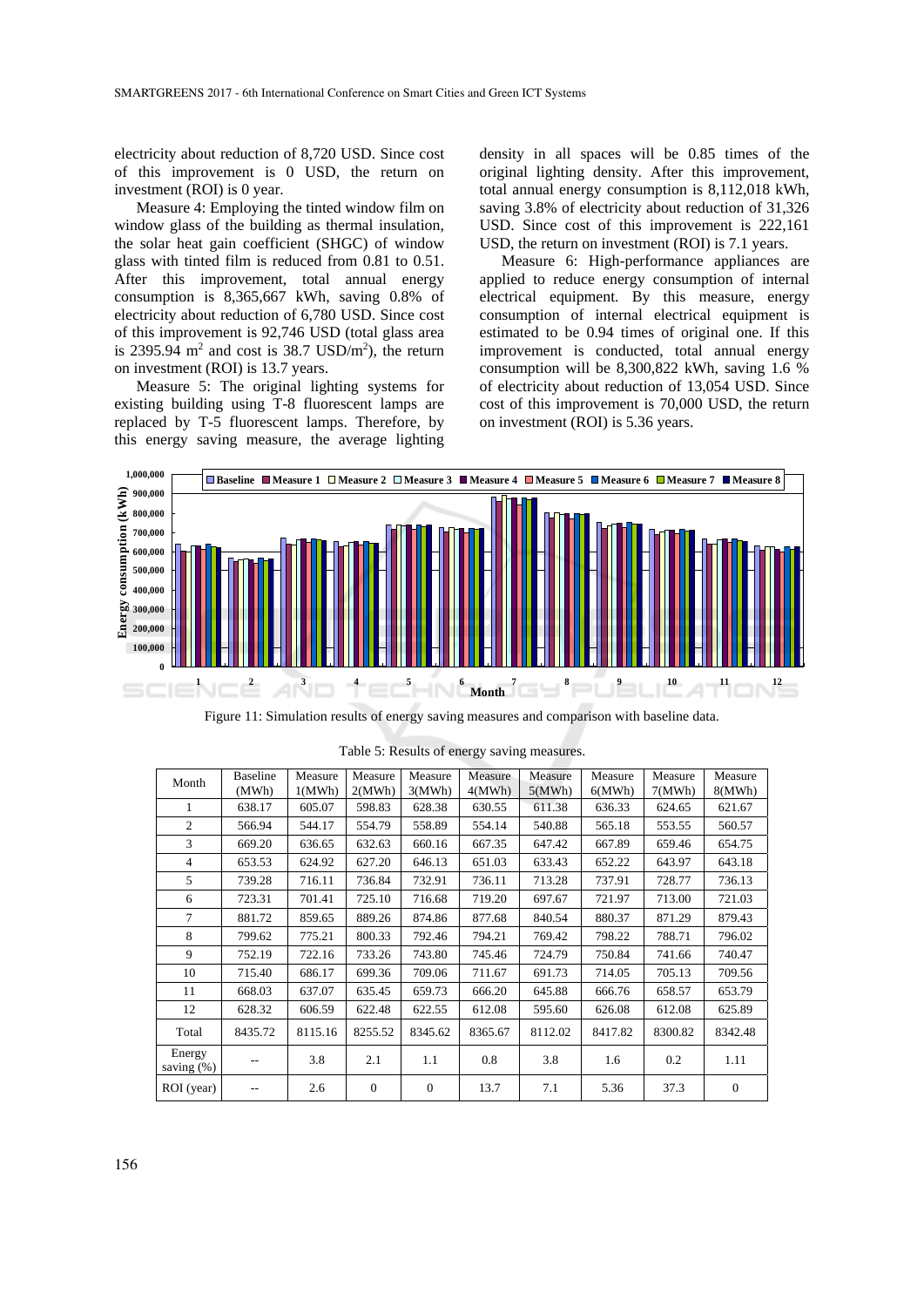electricity about reduction of 8,720 USD. Since cost of this improvement is 0 USD, the return on investment (ROI) is 0 year.

Measure 4: Employing the tinted window film on window glass of the building as thermal insulation, the solar heat gain coefficient (SHGC) of window glass with tinted film is reduced from 0.81 to 0.51. After this improvement, total annual energy consumption is 8,365,667 kWh, saving 0.8% of electricity about reduction of 6,780 USD. Since cost of this improvement is 92,746 USD (total glass area is 2395.94 $m^2$ and cost is 38.7 USD/$m^2$), the return on investment (ROI) is 13.7 years.

Measure 5: The original lighting systems for existing building using T-8 fluorescent lamps are replaced by T-5 fluorescent lamps. Therefore, by this energy saving measure, the average lighting density in all spaces will be 0.85 times of the original lighting density. After this improvement, total annual energy consumption is 8,112,018 kWh, saving 3.8% of electricity about reduction of 31,326 USD. Since cost of this improvement is 222,161 USD, the return on investment (ROI) is 7.1 years.

Measure 6: High-performance appliances are applied to reduce energy consumption of internal electrical equipment. By this measure, energy consumption of internal electrical equipment is estimated to be 0.94 times of original one. If this improvement is conducted, total annual energy consumption will be 8,300,822 kWh, saving 1.6 % of electricity about reduction of 13,054 USD. Since cost of this improvement is 70,000 USD, the return on investment (ROI) is 5.36 years.

Figure 11: Simulation results of energy saving measures and comparison with baseline data.

Table 5: Results of energy saving measures.

| Month | Baseline (MWh) | Measure 1(MWh) | Measure 2(MWh) | Measure 3(MWh) | Measure 4(MWh) | Measure 5(MWh) | Measure 6(MWh) | Measure 7(MWh) | Measure 8(MWh) |
|---|---|---|---|---|---|---|---|---|---|
| 1 | 638.17 | 605.07 | 598.83 | 628.38 | 630.55 | 611.38 | 636.33 | 624.65 | 621.67 |
| 2 | 566.94 | 544.17 | 554.79 | 558.89 | 554.14 | 540.88 | 565.18 | 553.55 | 560.57 |
| 3 | 669.20 | 636.65 | 632.63 | 660.16 | 667.35 | 647.42 | 667.89 | 659.46 | 654.75 |
| 4 | 653.53 | 624.92 | 627.20 | 646.13 | 651.03 | 633.43 | 652.22 | 643.97 | 643.18 |
| 5 | 739.28 | 716.11 | 736.84 | 732.91 | 736.11 | 713.28 | 737.91 | 728.77 | 736.13 |
| 6 | 723.31 | 701.41 | 725.10 | 716.68 | 719.20 | 697.67 | 721.97 | 713.00 | 721.03 |
| 7 | 881.72 | 859.65 | 889.26 | 874.86 | 877.68 | 840.54 | 880.37 | 871.29 | 879.43 |
| 8 | 799.62 | 775.21 | 800.33 | 792.46 | 794.21 | 769.42 | 798.22 | 788.71 | 796.02 |
| 9 | 752.19 | 722.16 | 733.26 | 743.80 | 745.46 | 724.79 | 750.84 | 741.66 | 740.47 |
| 10 | 715.40 | 686.17 | 699.36 | 709.06 | 711.67 | 691.73 | 714.05 | 705.13 | 709.56 |
| 11 | 668.03 | 637.07 | 635.45 | 659.73 | 666.20 | 645.88 | 666.76 | 658.57 | 653.79 |
| 12 | 628.32 | 606.59 | 622.48 | 622.55 | 612.08 | 595.60 | 626.08 | 612.08 | 625.89 |
| Total | 8435.72 | 8115.16 | 8255.52 | 8345.62 | 8365.67 | 8112.02 | 8417.82 | 8300.82 | 8342.48 |
| Energy saving (%) | -- | 3.8 | 2.1 | 1.1 | 0.8 | 3.8 | 1.6 | 0.2 | 1.11 |
| ROI (year) | -- | 2.6 | 0 | 0 | 13.7 | 7.1 | 5.36 | 37.3 | 0 |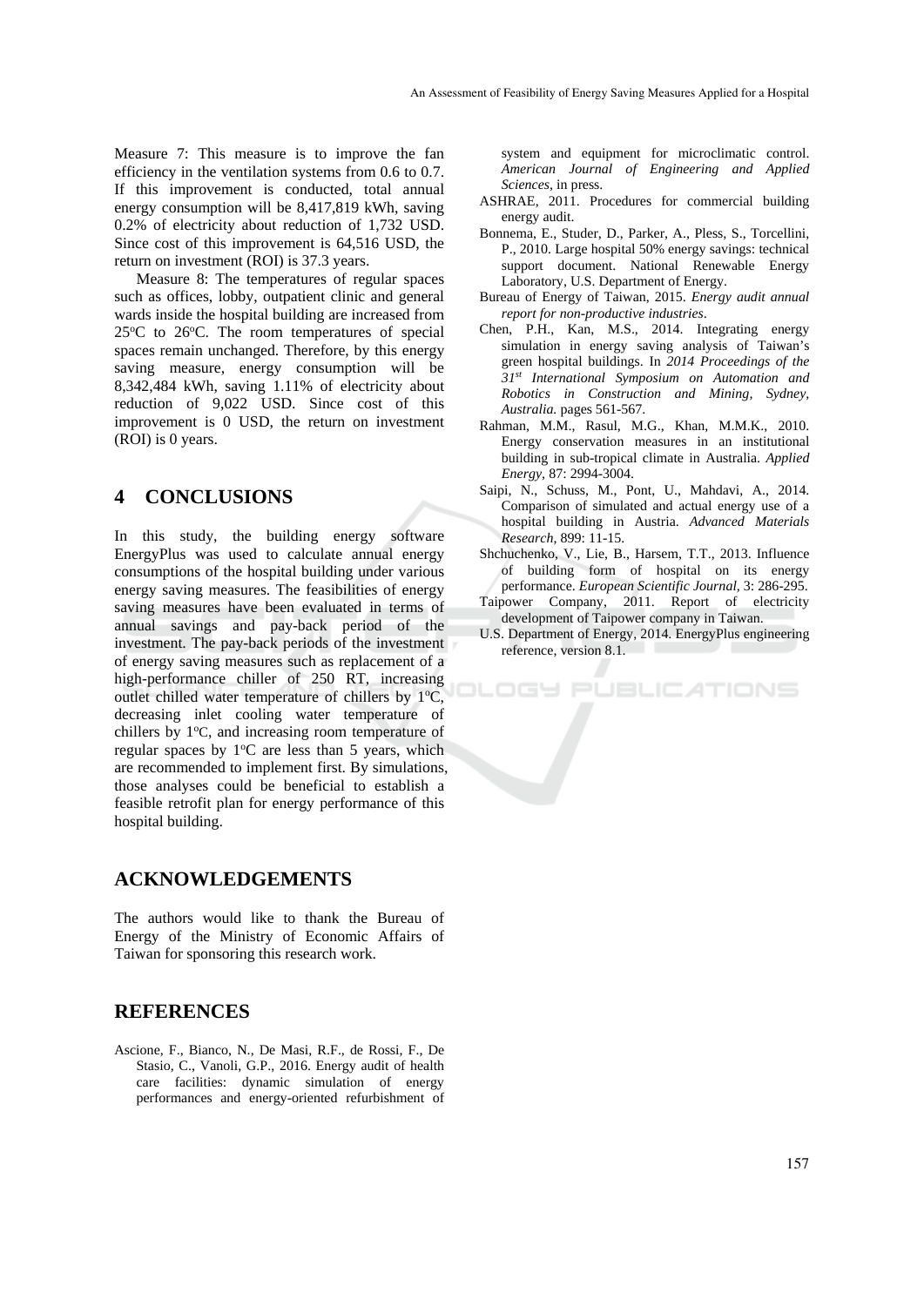Measure 7: This measure is to improve the fan efficiency in the ventilation systems from 0.6 to 0.7. If this improvement is conducted, total annual energy consumption will be 8,417,819 kWh, saving 0.2% of electricity about reduction of 1,732 USD. Since cost of this improvement is 64,516 USD, the return on investment (ROI) is 37.3 years.

Measure 8: The temperatures of regular spaces such as offices, lobby, outpatient clinic and general wards inside the hospital building are increased from 25°C to 26°C. The room temperatures of special spaces remain unchanged. Therefore, by this energy saving measure, energy consumption will be 8,342,484 kWh, saving 1.11% of electricity about reduction of 9,022 USD. Since cost of this improvement is 0 USD, the return on investment (ROI) is 0 years.

## 4 CONCLUSIONS

In this study, the building energy software EnergyPlus was used to calculate annual energy consumptions of the hospital building under various energy saving measures. The feasibilities of energy saving measures have been evaluated in terms of annual savings and pay-back period of the investment. The pay-back periods of the investment of energy saving measures such as replacement of a high-performance chiller of 250 RT, increasing outlet chilled water temperature of chillers by 1°C, decreasing inlet cooling water temperature of chillers by 1°C, and increasing room temperature of regular spaces by 1°C are less than 5 years, which are recommended to implement first. By simulations, those analyses could be beneficial to establish a feasible retrofit plan for energy performance of this hospital building.

## ACKNOWLEDGEMENTS

The authors would like to thank the Bureau of Energy of the Ministry of Economic Affairs of Taiwan for sponsoring this research work.

## REFERENCES

Ascione, F., Bianco, N., De Masi, R.F., de Rossi, F., De Stasio, C., Vanoli, G.P., 2016. Energy audit of health care facilities: dynamic simulation of energy performances and energy-oriented refurbishment of system and equipment for microclimatic control. *American Journal of Engineering and Applied Sciences*, in press.

ASHRAE, 2011. Procedures for commercial building energy audit.

Bonnema, E., Studer, D., Parker, A., Pless, S., Torcellini, P., 2010. Large hospital 50% energy savings: technical support document. National Renewable Energy Laboratory, U.S. Department of Energy.

Bureau of Energy of Taiwan, 2015. *Energy audit annual report for non-productive industries*.

Chen, P.H., Kan, M.S., 2014. Integrating energy simulation in energy saving analysis of Taiwan's green hospital buildings. In *2014 Proceedings of the 31st International Symposium on Automation and Robotics in Construction and Mining, Sydney, Australia.* pages 561-567.

Rahman, M.M., Rasul, M.G., Khan, M.M.K., 2010. Energy conservation measures in an institutional building in sub-tropical climate in Australia. *Applied Energy*, 87: 2994-3004.

Saipi, N., Schuss, M., Pont, U., Mahdavi, A., 2014. Comparison of simulated and actual energy use of a hospital building in Austria. *Advanced Materials Research*, 899: 11-15.

Shchuchenko, V., Lie, B., Harsem, T.T., 2013. Influence of building form of hospital on its energy performance. *European Scientific Journal*, 3: 286-295.

Taipower Company, 2011. Report of electricity development of Taipower company in Taiwan.

U.S. Department of Energy, 2014. EnergyPlus engineering reference, version 8.1.